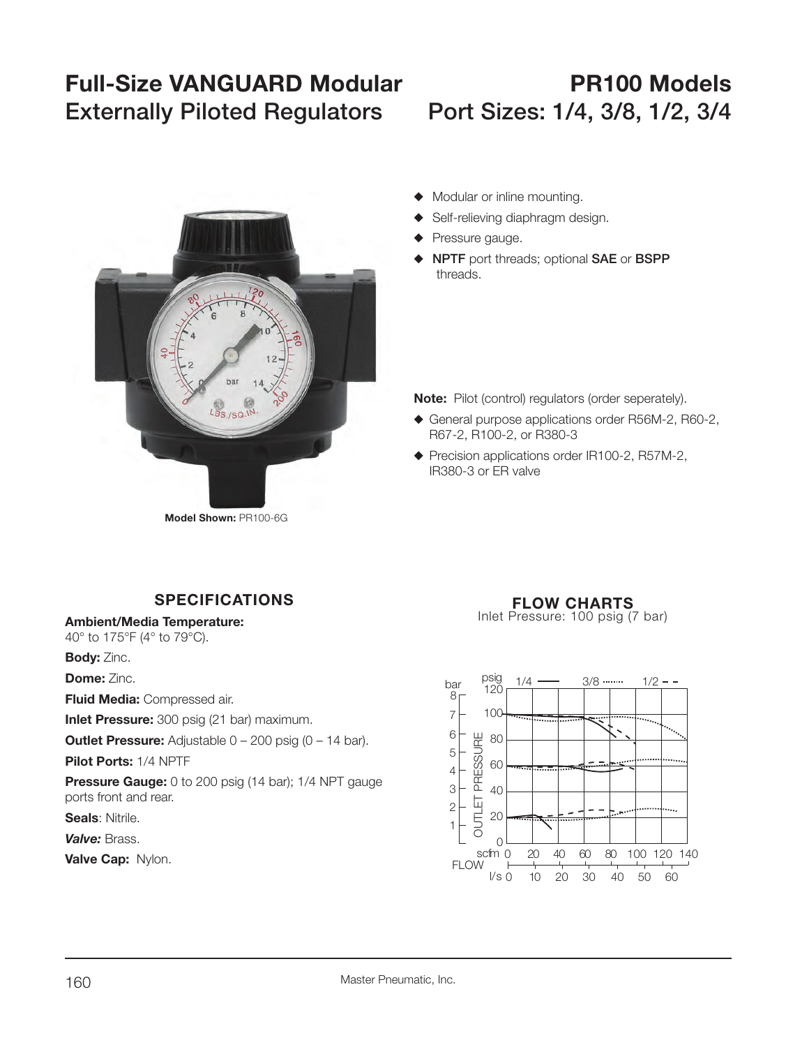# Full-Size VANGUARD Modular Externally Piloted Regulators

# PR100 Models Port Sizes: 1/4, 3/8, 1/2, 3/4

**Model Shown:** PR100-6G

- Modular or inline mounting.
- Self-relieving diaphragm design.
- Pressure gauge.
- **NPTF** port threads; optional **SAE** or **BSPP** threads.

**Note:** Pilot (control) regulators (order seperately).

- General purpose applications order R56M-2, R60-2, R67-2, R100-2, or R380-3
- Precision applications order IR100-2, R57M-2, IR380-3 or ER valve

## SPECIFICATIONS

**Ambient/Media Temperature:**
40° to 175°F (4° to 79°C).

**Body:** Zinc.

**Dome:** Zinc.

**Fluid Media:** Compressed air.

**Inlet Pressure:** 300 psig (21 bar) maximum.

**Outlet Pressure:** Adjustable 0 – 200 psig (0 – 14 bar).

**Pilot Ports:** 1/4 NPTF

**Pressure Gauge:** 0 to 200 psig (14 bar); 1/4 NPT gauge ports front and rear.

**Seals**: Nitrile.

***Valve:*** Brass.

**Valve Cap:** Nylon.

## FLOW CHARTS

Inlet Pressure: 100 psig (7 bar)

Legend: 1/4 (solid), 3/8 (dotted), 1/2 (dashed)

Axes: OUTLET PRESSURE (psig 0–120; bar 0–8) vs. FLOW (scfm 0–140; l/s 0–60)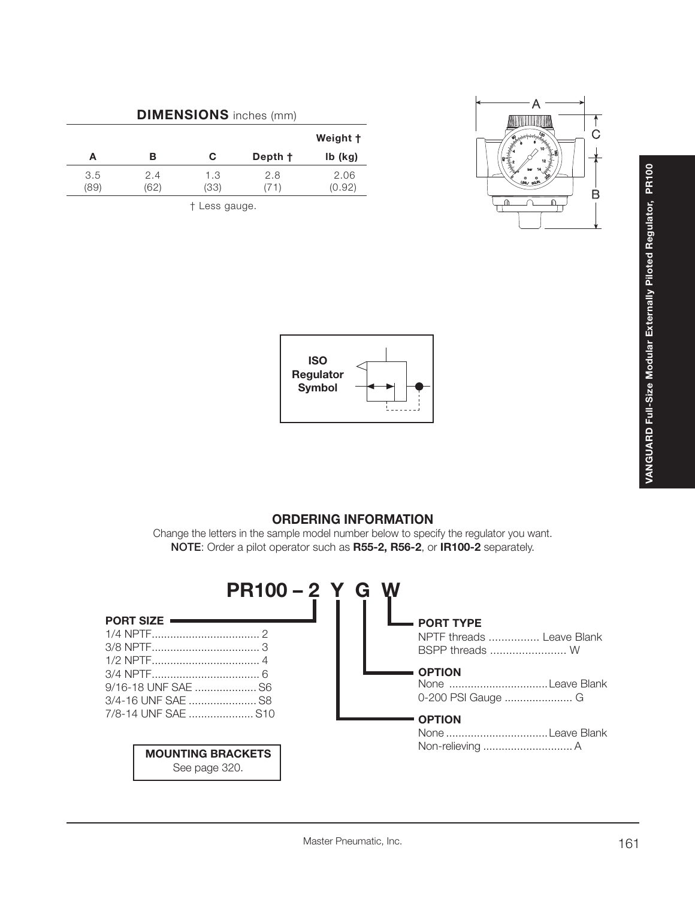## DIMENSIONS inches (mm)

| A | B | C | Depth † | Weight † lb (kg) |
|---|---|---|---|---|
| 3.5 (89) | 2.4 (62) | 1.3 (33) | 2.8 (71) | 2.06 (0.92) |

† Less gauge.

**ISO Regulator Symbol**

## ORDERING INFORMATION

Change the letters in the sample model number below to specify the regulator you want.
**NOTE**: Order a pilot operator such as **R55-2, R56-2**, or **IR100-2** separately.

**PR100 – 2 Y G W**

**PORT SIZE**
- 1/4 NPTF .................................. 2
- 3/8 NPTF .................................. 3
- 1/2 NPTF .................................. 4
- 3/4 NPTF .................................. 6
- 9/16-18 UNF SAE .................... S6
- 3/4-16 UNF SAE ...................... S8
- 7/8-14 UNF SAE ..................... S10

**OPTION**
- None ................................. Leave Blank
- Non-relieving ............................. A

**OPTION**
- None ................................ Leave Blank
- 0-200 PSI Gauge ...................... G

**PORT TYPE**
- NPTF threads ................ Leave Blank
- BSPP threads ........................ W

**MOUNTING BRACKETS**
See page 320.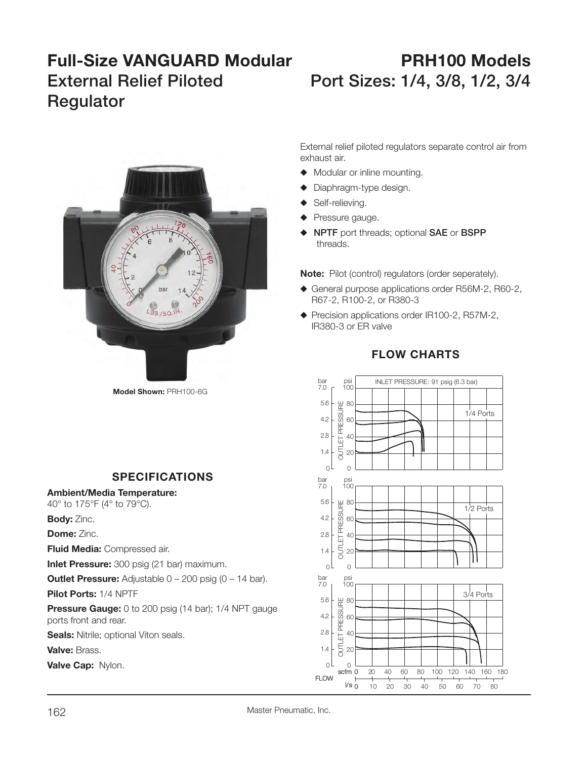# Full-Size VANGUARD Modular External Relief Piloted Regulator

# PRH100 Models Port Sizes: 1/4, 3/8, 1/2, 3/4

**Model Shown:** PRH100-6G

External relief piloted regulators separate control air from exhaust air.

- Modular or inline mounting.
- Diaphragm-type design.
- Self-relieving.
- Pressure gauge.
- **NPTF** port threads; optional **SAE** or **BSPP** threads.

**Note:** Pilot (control) regulators (order seperately).

- General purpose applications order R56M-2, R60-2, R67-2, R100-2, or R380-3
- Precision applications order IR100-2, R57M-2, IR380-3 or ER valve

## SPECIFICATIONS

**Ambient/Media Temperature:** 40° to 175°F (4° to 79°C).

**Body:** Zinc.

**Dome:** Zinc.

**Fluid Media:** Compressed air.

**Inlet Pressure:** 300 psig (21 bar) maximum.

**Outlet Pressure:** Adjustable 0 – 200 psig (0 – 14 bar).

**Pilot Ports:** 1/4 NPTF

**Pressure Gauge:** 0 to 200 psig (14 bar); 1/4 NPT gauge ports front and rear.

**Seals:** Nitrile; optional Viton seals.

**Valve:** Brass.

**Valve Cap:** Nylon.

## FLOW CHARTS

INLET PRESSURE: 91 psig (6.3 bar)

1/4 Ports

1/2 Ports

3/4 Ports

OUTLET PRESSURE (bar / psi)

FLOW (scfm / l/s)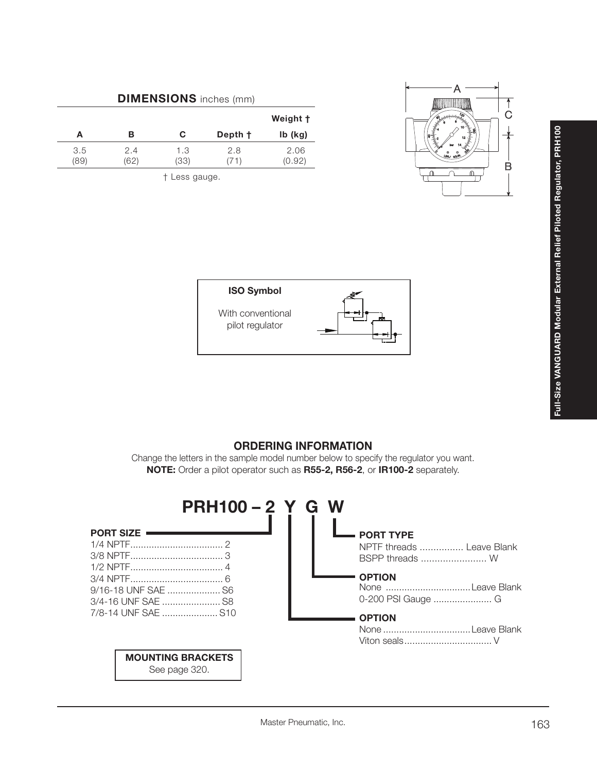## DIMENSIONS inches (mm)

| A | B | C | Depth † | Weight † lb (kg) |
|---|---|---|---|---|
| 3.5 (89) | 2.4 (62) | 1.3 (33) | 2.8 (71) | 2.06 (0.92) |

† Less gauge.

**ISO Symbol**

With conventional pilot regulator

## ORDERING INFORMATION

Change the letters in the sample model number below to specify the regulator you want.
**NOTE:** Order a pilot operator such as **R55-2, R56-2**, or **IR100-2** separately.

# PRH100 – 2 Y G W

**PORT SIZE**
- 1/4 NPTF .................................. 2
- 3/8 NPTF .................................. 3
- 1/2 NPTF .................................. 4
- 3/4 NPTF .................................. 6
- 9/16-18 UNF SAE .................... S6
- 3/4-16 UNF SAE ...................... S8
- 7/8-14 UNF SAE ..................... S10

**OPTION**
- None ................................ Leave Blank
- Viton seals ................................ V

**OPTION**
- None ................................ Leave Blank
- 0-200 PSI Gauge ...................... G

**PORT TYPE**
- NPTF threads ................ Leave Blank
- BSPP threads ........................ W

**MOUNTING BRACKETS**
See page 320.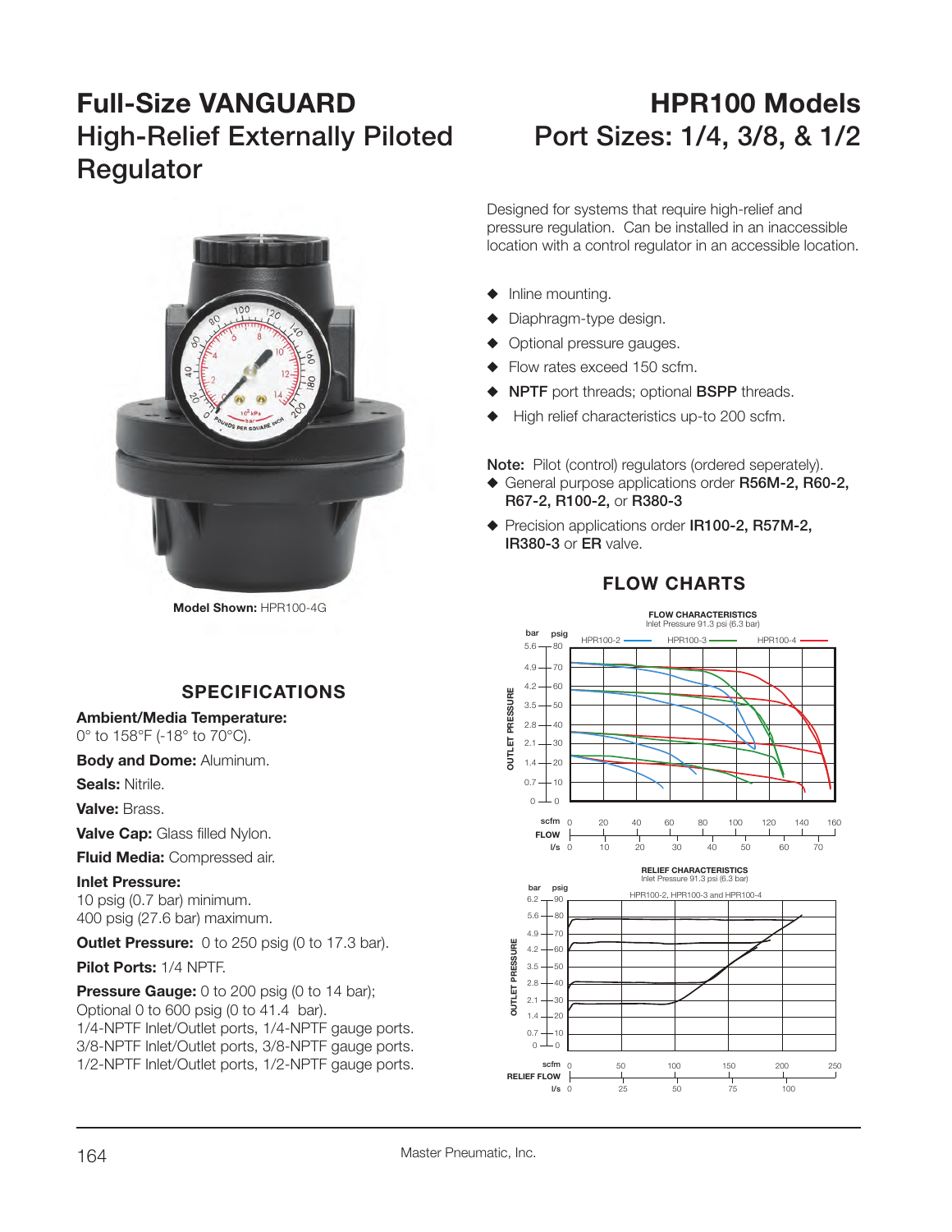# Full-Size VANGUARD High-Relief Externally Piloted Regulator

# HPR100 Models Port Sizes: 1/4, 3/8, & 1/2

Designed for systems that require high-relief and pressure regulation. Can be installed in an inaccessible location with a control regulator in an accessible location.

- Inline mounting.
- Diaphragm-type design.
- Optional pressure gauges.
- Flow rates exceed 150 scfm.
- **NPTF** port threads; optional **BSPP** threads.
- High relief characteristics up-to 200 scfm.

**Note:** Pilot (control) regulators (ordered seperately).

- General purpose applications order **R56M-2, R60-2, R67-2, R100-2,** or **R380-3**
- Precision applications order **IR100-2, R57M-2, IR380-3** or **ER** valve.

**Model Shown:** HPR100-4G

## SPECIFICATIONS

**Ambient/Media Temperature:**
0° to 158°F (-18° to 70°C).

**Body and Dome:** Aluminum.

**Seals:** Nitrile.

**Valve:** Brass.

**Valve Cap:** Glass filled Nylon.

**Fluid Media:** Compressed air.

**Inlet Pressure:**
10 psig (0.7 bar) minimum.
400 psig (27.6 bar) maximum.

**Outlet Pressure:** 0 to 250 psig (0 to 17.3 bar).

**Pilot Ports:** 1/4 NPTF.

**Pressure Gauge:** 0 to 200 psig (0 to 14 bar);
Optional 0 to 600 psig (0 to 41.4 bar).
1/4-NPTF Inlet/Outlet ports, 1/4-NPTF gauge ports.
3/8-NPTF Inlet/Outlet ports, 3/8-NPTF gauge ports.
1/2-NPTF Inlet/Outlet ports, 1/2-NPTF gauge ports.

## FLOW CHARTS

**FLOW CHARACTERISTICS**
Inlet Pressure 91.3 psi (6.3 bar)

HPR100-2, HPR100-3, HPR100-4

Outlet Pressure (bar / psig) vs. Flow (scfm 0–160; l/s 0–70)

**RELIEF CHARACTERISTICS**
Inlet Pressure 91.3 psi (6.3 bar)

HPR100-2, HPR100-3 and HPR100-4

Outlet Pressure (bar / psig) vs. Relief Flow (scfm 0–250; l/s 0–100)

Master Pneumatic, Inc.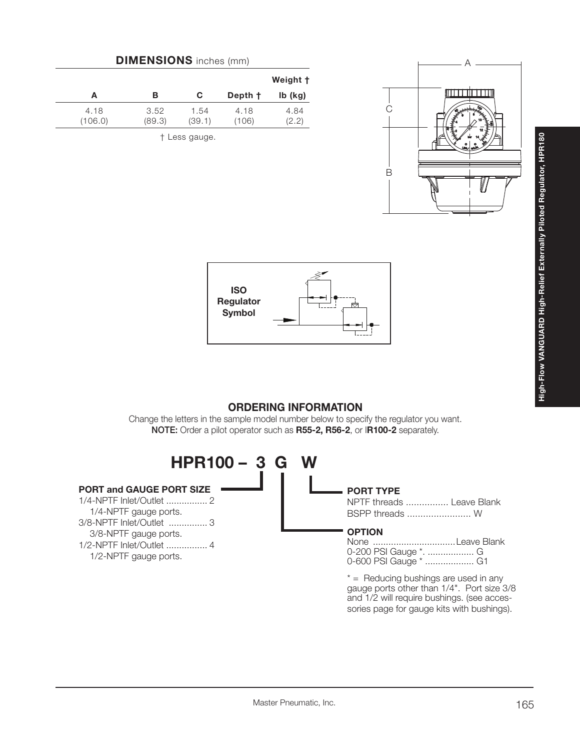## DIMENSIONS inches (mm)

| A | B | C | Depth † | Weight † lb (kg) |
|---|---|---|---|---|
| 4.18 (106.0) | 3.52 (89.3) | 1.54 (39.1) | 4.18 (106) | 4.84 (2.2) |

† Less gauge.

A

C

B

**ISO Regulator Symbol**

## ORDERING INFORMATION

Change the letters in the sample model number below to specify the regulator you want.
**NOTE:** Order a pilot operator such as **R55-2, R56-2**, or **R100-2** separately.

# HPR100 – 3 G W

**PORT and GAUGE PORT SIZE**

1/4-NPTF Inlet/Outlet ................ 2
1/4-NPTF gauge ports.
3/8-NPTF Inlet/Outlet ............... 3
3/8-NPTF gauge ports.
1/2-NPTF Inlet/Outlet ................ 4
1/2-NPTF gauge ports.

**PORT TYPE**

NPTF threads ................ Leave Blank
BSPP threads ........................ W

**OPTION**

None ................................Leave Blank
0-200 PSI Gauge *. .................. G
0-600 PSI Gauge * ................... G1

* = Reducing bushings are used in any gauge ports other than 1/4". Port size 3/8 and 1/2 will require bushings. (see accessories page for gauge kits with bushings).